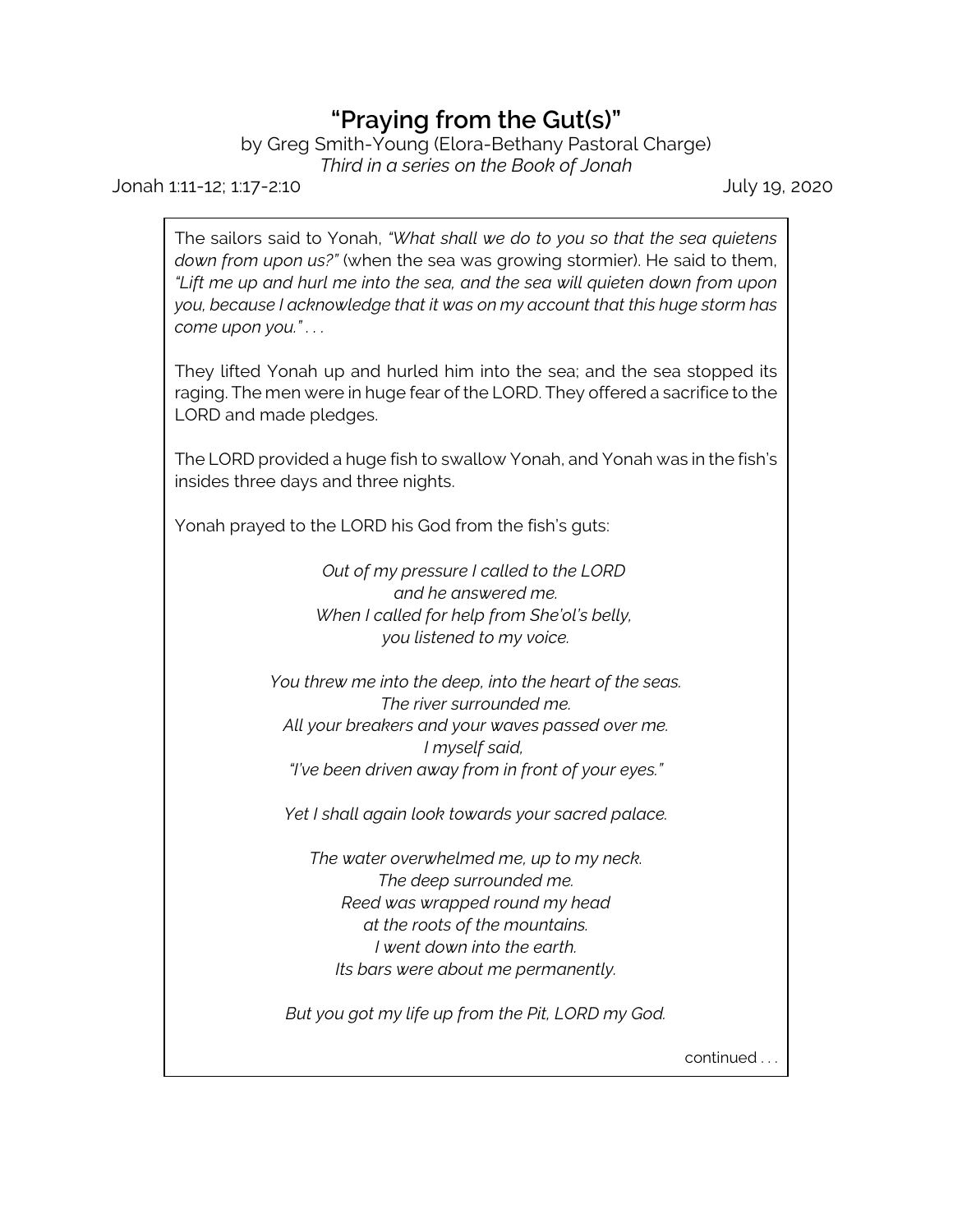# "Praying from the Gut(s)"

by Greg Smith-Young (Elora-Bethany Pastoral Charge)
*Third in a series on the Book of Jonah*

Jonah 1:11-12; 1:17-2:10 July 19, 2020

The sailors said to Yonah, *"What shall we do to you so that the sea quietens down from upon us?"* (when the sea was growing stormier). He said to them, *"Lift me up and hurl me into the sea, and the sea will quieten down from upon you, because I acknowledge that it was on my account that this huge storm has come upon you."* . . .

They lifted Yonah up and hurled him into the sea; and the sea stopped its raging. The men were in huge fear of the LORD. They offered a sacrifice to the LORD and made pledges.

The LORD provided a huge fish to swallow Yonah, and Yonah was in the fish's insides three days and three nights.

Yonah prayed to the LORD his God from the fish's guts:

*Out of my pressure I called to the LORD*
*and he answered me.*
*When I called for help from She'ol's belly,*
*you listened to my voice.*

*You threw me into the deep, into the heart of the seas.*
*The river surrounded me.*
*All your breakers and your waves passed over me.*
*I myself said,*
*"I've been driven away from in front of your eyes."*

*Yet I shall again look towards your sacred palace.*

*The water overwhelmed me, up to my neck.*
*The deep surrounded me.*
*Reed was wrapped round my head*
*at the roots of the mountains.*
*I went down into the earth.*
*Its bars were about me permanently.*

*But you got my life up from the Pit, LORD my God.*

continued . . .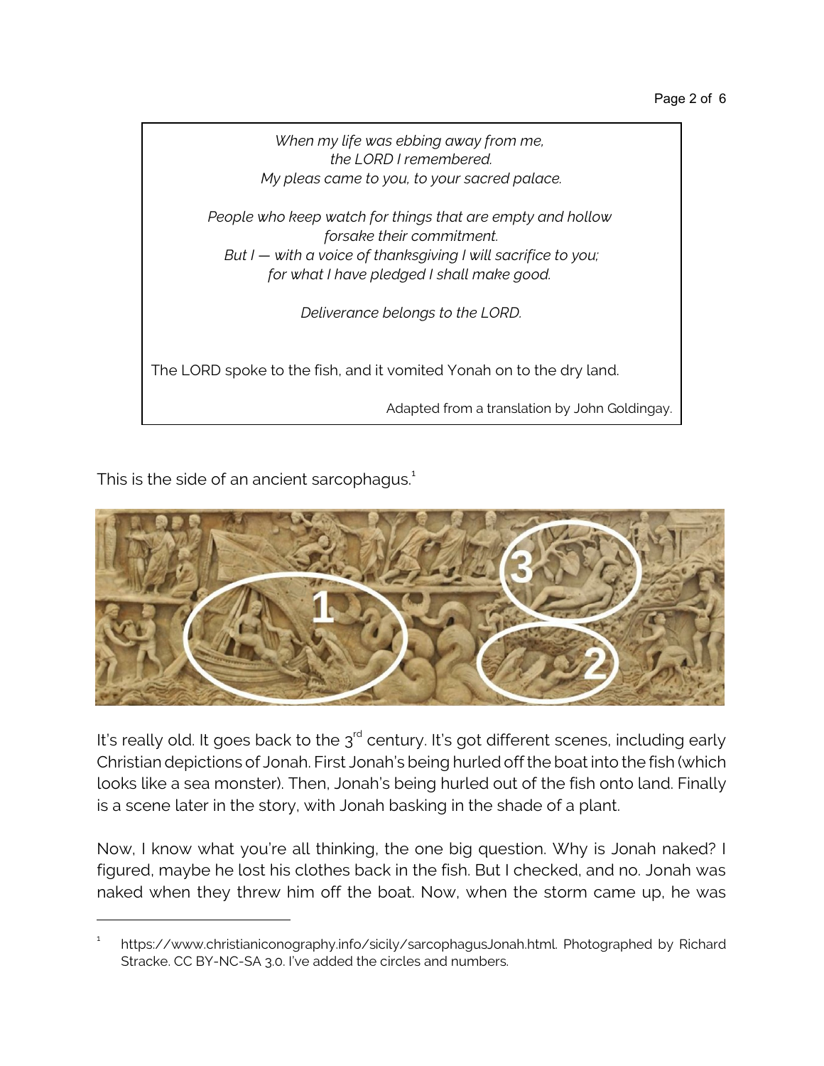*When my life was ebbing away from me,*
*the LORD I remembered.*
*My pleas came to you, to your sacred palace.*

*People who keep watch for things that are empty and hollow*
*forsake their commitment.*
*But I — with a voice of thanksgiving I will sacrifice to you;*
*for what I have pledged I shall make good.*

*Deliverance belongs to the LORD.*

The LORD spoke to the fish, and it vomited Yonah on to the dry land.

Adapted from a translation by John Goldingay.

This is the side of an ancient sarcophagus.[1]

It's really old. It goes back to the 3rd century. It's got different scenes, including early Christian depictions of Jonah. First Jonah's being hurled off the boat into the fish (which looks like a sea monster). Then, Jonah's being hurled out of the fish onto land. Finally is a scene later in the story, with Jonah basking in the shade of a plant.

Now, I know what you're all thinking, the one big question. Why is Jonah naked? I figured, maybe he lost his clothes back in the fish. But I checked, and no. Jonah was naked when they threw him off the boat. Now, when the storm came up, he was

[1] https://www.christianiconography.info/sicily/sarcophagusJonah.html. Photographed by Richard Stracke. CC BY-NC-SA 3.0. I've added the circles and numbers.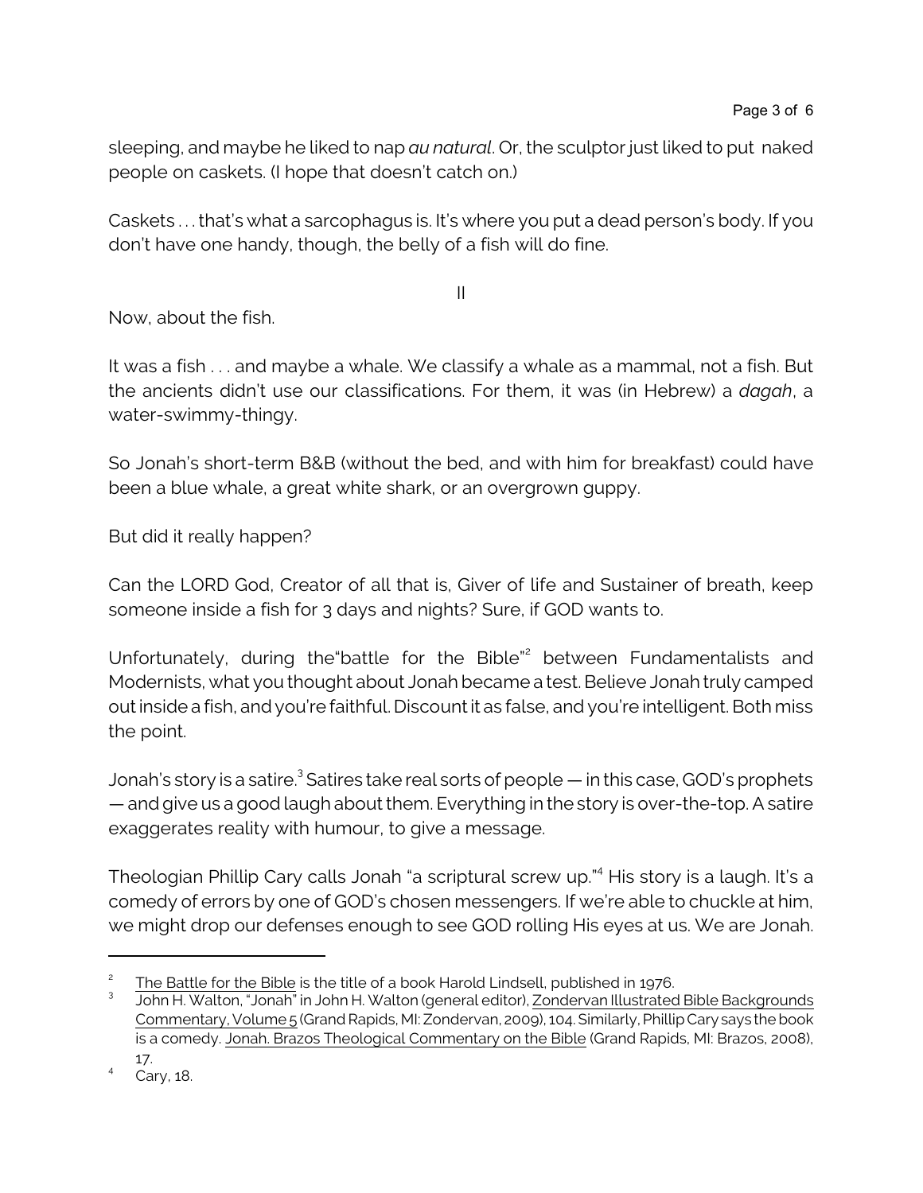sleeping, and maybe he liked to nap *au natural*. Or, the sculptor just liked to put naked people on caskets. (I hope that doesn't catch on.)

Caskets . . . that's what a sarcophagus is. It's where you put a dead person's body. If you don't have one handy, though, the belly of a fish will do fine.

## II

Now, about the fish.

It was a fish . . . and maybe a whale. We classify a whale as a mammal, not a fish. But the ancients didn't use our classifications. For them, it was (in Hebrew) a *dagah*, a water-swimmy-thingy.

So Jonah's short-term B&B (without the bed, and with him for breakfast) could have been a blue whale, a great white shark, or an overgrown guppy.

But did it really happen?

Can the LORD God, Creator of all that is, Giver of life and Sustainer of breath, keep someone inside a fish for 3 days and nights? Sure, if GOD wants to.

Unfortunately, during the"battle for the Bible"[2] between Fundamentalists and Modernists, what you thought about Jonah became a test. Believe Jonah truly camped out inside a fish, and you're faithful. Discount it as false, and you're intelligent. Both miss the point.

Jonah's story is a satire.[3] Satires take real sorts of people — in this case, GOD's prophets — and give us a good laugh about them. Everything in the story is over-the-top. A satire exaggerates reality with humour, to give a message.

Theologian Phillip Cary calls Jonah "a scriptural screw up."[4] His story is a laugh. It's a comedy of errors by one of GOD's chosen messengers. If we're able to chuckle at him, we might drop our defenses enough to see GOD rolling His eyes at us. We are Jonah.

---

[2] The Battle for the Bible is the title of a book Harold Lindsell, published in 1976.

[3] John H. Walton, "Jonah" in John H. Walton (general editor), Zondervan Illustrated Bible Backgrounds Commentary, Volume 5 (Grand Rapids, MI: Zondervan, 2009), 104. Similarly, Phillip Cary says the book is a comedy. Jonah. Brazos Theological Commentary on the Bible (Grand Rapids, MI: Brazos, 2008), 17.

[4] Cary, 18.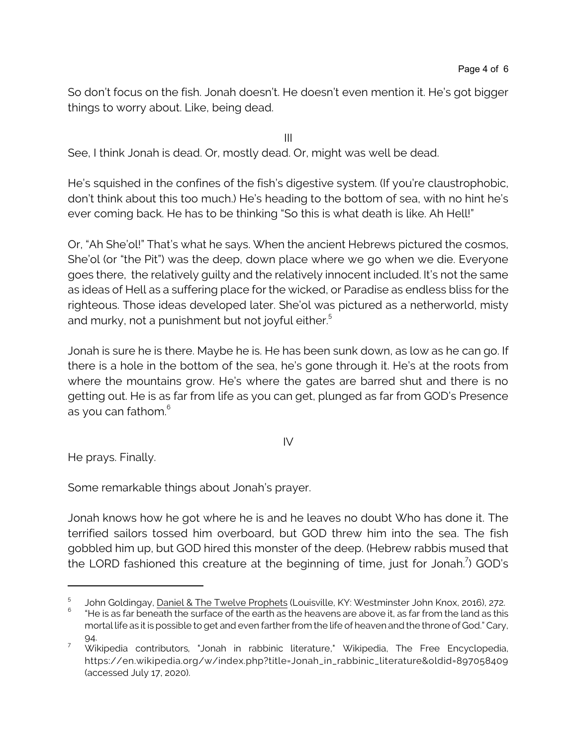So don't focus on the fish. Jonah doesn't. He doesn't even mention it. He's got bigger things to worry about. Like, being dead.

III

See, I think Jonah is dead. Or, mostly dead. Or, might was well be dead.

He's squished in the confines of the fish's digestive system. (If you're claustrophobic, don't think about this too much.) He's heading to the bottom of sea, with no hint he's ever coming back. He has to be thinking "So this is what death is like. Ah Hell!"

Or, "Ah She'ol!" That's what he says. When the ancient Hebrews pictured the cosmos, She'ol (or "the Pit") was the deep, down place where we go when we die. Everyone goes there, the relatively guilty and the relatively innocent included. It's not the same as ideas of Hell as a suffering place for the wicked, or Paradise as endless bliss for the righteous. Those ideas developed later. She'ol was pictured as a netherworld, misty and murky, not a punishment but not joyful either.[5]

Jonah is sure he is there. Maybe he is. He has been sunk down, as low as he can go. If there is a hole in the bottom of the sea, he's gone through it. He's at the roots from where the mountains grow. He's where the gates are barred shut and there is no getting out. He is as far from life as you can get, plunged as far from GOD's Presence as you can fathom.[6]

IV

He prays. Finally.

Some remarkable things about Jonah's prayer.

Jonah knows how he got where he is and he leaves no doubt Who has done it. The terrified sailors tossed him overboard, but GOD threw him into the sea. The fish gobbled him up, but GOD hired this monster of the deep. (Hebrew rabbis mused that the LORD fashioned this creature at the beginning of time, just for Jonah.[7]) GOD's

---

[5] John Goldingay, Daniel & The Twelve Prophets (Louisville, KY: Westminster John Knox, 2016), 272.

[6] "He is as far beneath the surface of the earth as the heavens are above it, as far from the land as this mortal life as it is possible to get and even farther from the life of heaven and the throne of God." Cary, 94.

[7] Wikipedia contributors, "Jonah in rabbinic literature," Wikipedia, The Free Encyclopedia, https://en.wikipedia.org/w/index.php?title=Jonah_in_rabbinic_literature&oldid=897058409 (accessed July 17, 2020).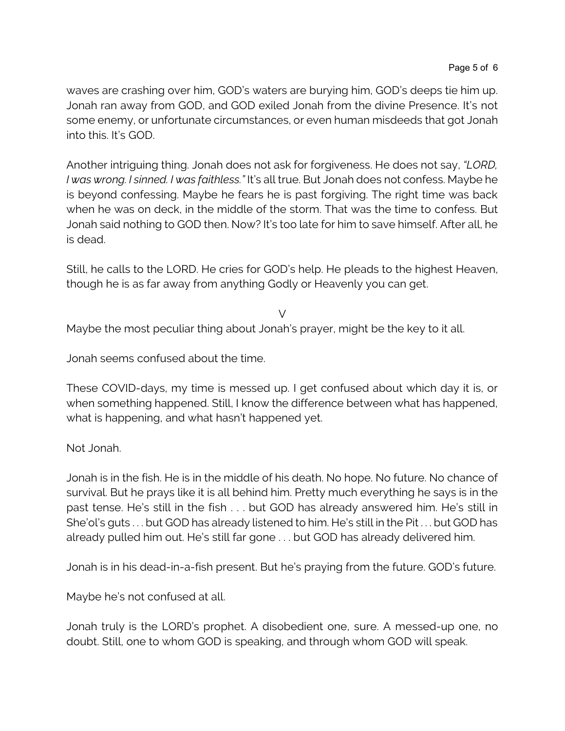waves are crashing over him, GOD's waters are burying him, GOD's deeps tie him up. Jonah ran away from GOD, and GOD exiled Jonah from the divine Presence. It's not some enemy, or unfortunate circumstances, or even human misdeeds that got Jonah into this. It's GOD.

Another intriguing thing. Jonah does not ask for forgiveness. He does not say, *"LORD, I was wrong. I sinned. I was faithless."* It's all true. But Jonah does not confess. Maybe he is beyond confessing. Maybe he fears he is past forgiving. The right time was back when he was on deck, in the middle of the storm. That was the time to confess. But Jonah said nothing to GOD then. Now? It's too late for him to save himself. After all, he is dead.

Still, he calls to the LORD. He cries for GOD's help. He pleads to the highest Heaven, though he is as far away from anything Godly or Heavenly you can get.

V

Maybe the most peculiar thing about Jonah's prayer, might be the key to it all.

Jonah seems confused about the time.

These COVID-days, my time is messed up. I get confused about which day it is, or when something happened. Still, I know the difference between what has happened, what is happening, and what hasn't happened yet.

Not Jonah.

Jonah is in the fish. He is in the middle of his death. No hope. No future. No chance of survival. But he prays like it is all behind him. Pretty much everything he says is in the past tense. He's still in the fish . . . but GOD has already answered him. He's still in She'ol's guts . . . but GOD has already listened to him. He's still in the Pit . . . but GOD has already pulled him out. He's still far gone . . . but GOD has already delivered him.

Jonah is in his dead-in-a-fish present. But he's praying from the future. GOD's future.

Maybe he's not confused at all.

Jonah truly is the LORD's prophet. A disobedient one, sure. A messed-up one, no doubt. Still, one to whom GOD is speaking, and through whom GOD will speak.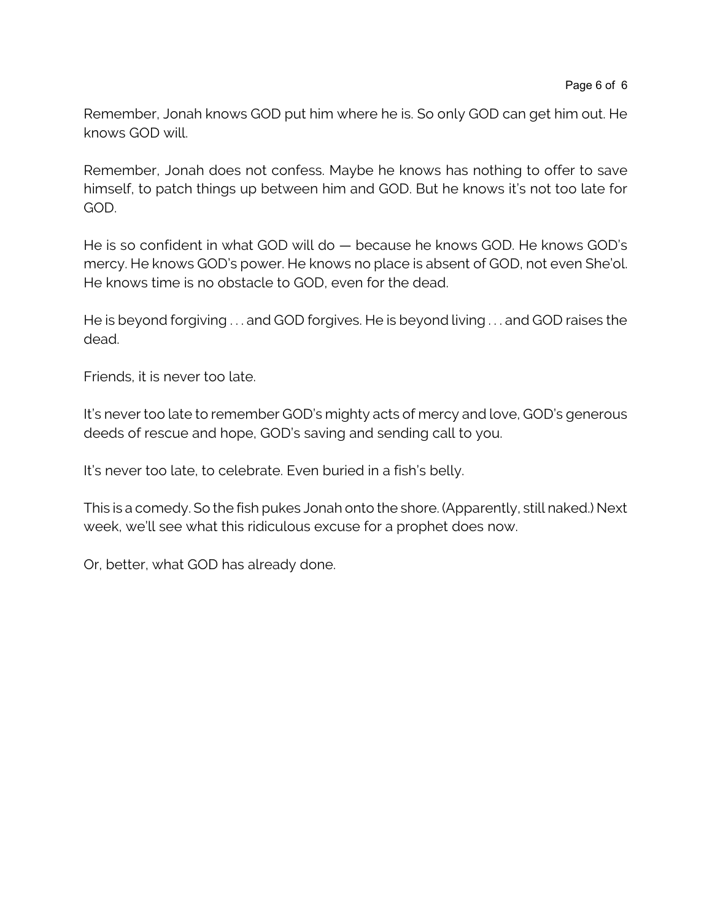Remember, Jonah knows GOD put him where he is. So only GOD can get him out. He knows GOD will.

Remember, Jonah does not confess. Maybe he knows has nothing to offer to save himself, to patch things up between him and GOD. But he knows it's not too late for GOD.

He is so confident in what GOD will do — because he knows GOD. He knows GOD's mercy. He knows GOD's power. He knows no place is absent of GOD, not even She'ol. He knows time is no obstacle to GOD, even for the dead.

He is beyond forgiving . . . and GOD forgives. He is beyond living . . . and GOD raises the dead.

Friends, it is never too late.

It's never too late to remember GOD's mighty acts of mercy and love, GOD's generous deeds of rescue and hope, GOD's saving and sending call to you.

It's never too late, to celebrate. Even buried in a fish's belly.

This is a comedy. So the fish pukes Jonah onto the shore. (Apparently, still naked.) Next week, we'll see what this ridiculous excuse for a prophet does now.

Or, better, what GOD has already done.